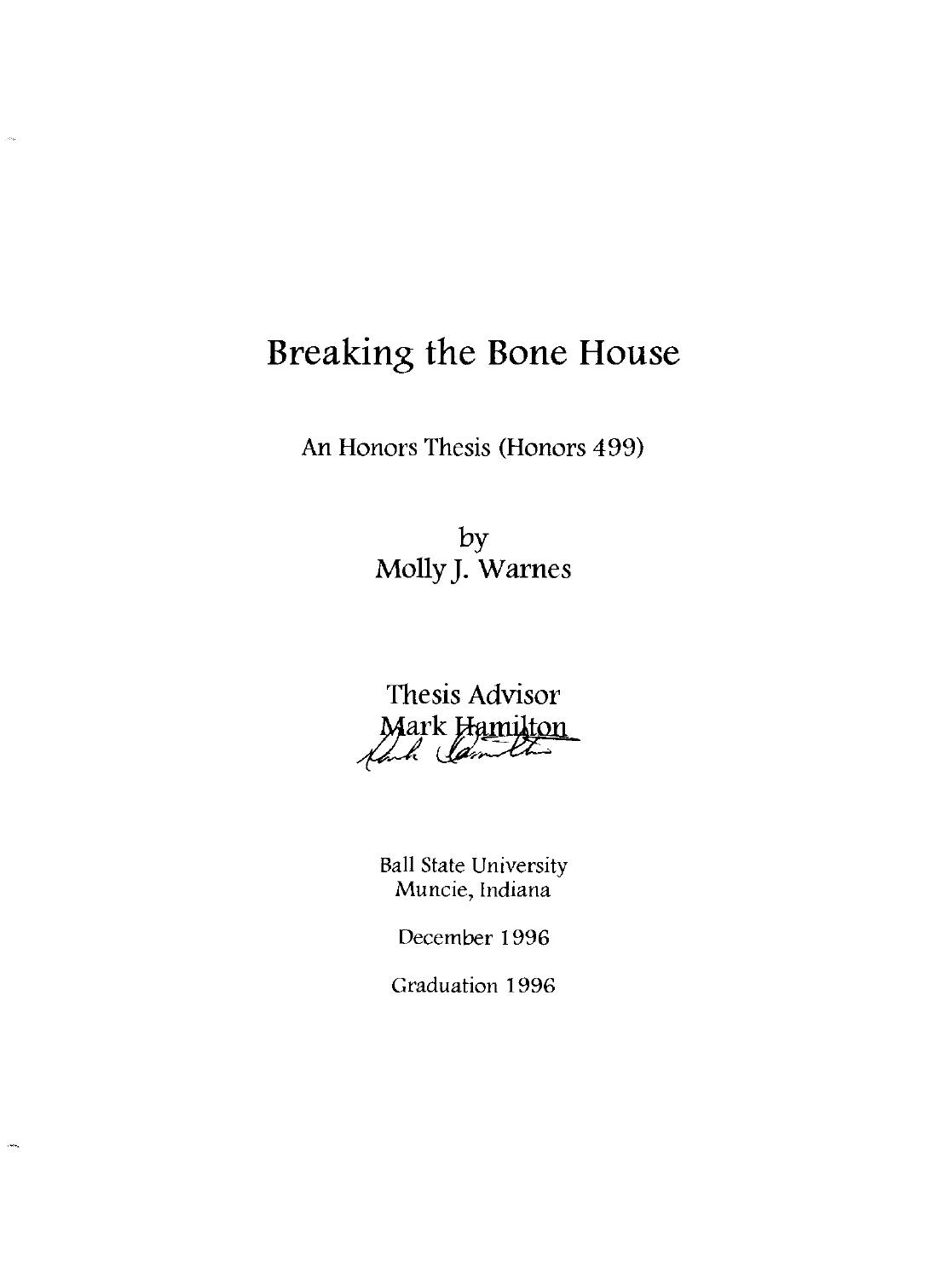# Breaking the Bone House

An Honors Thesis (Honors 499)

by
Molly J. Warnes

Thesis Advisor
Mark Hamilton

Ball State University
Muncie, Indiana

December 1996

Graduation 1996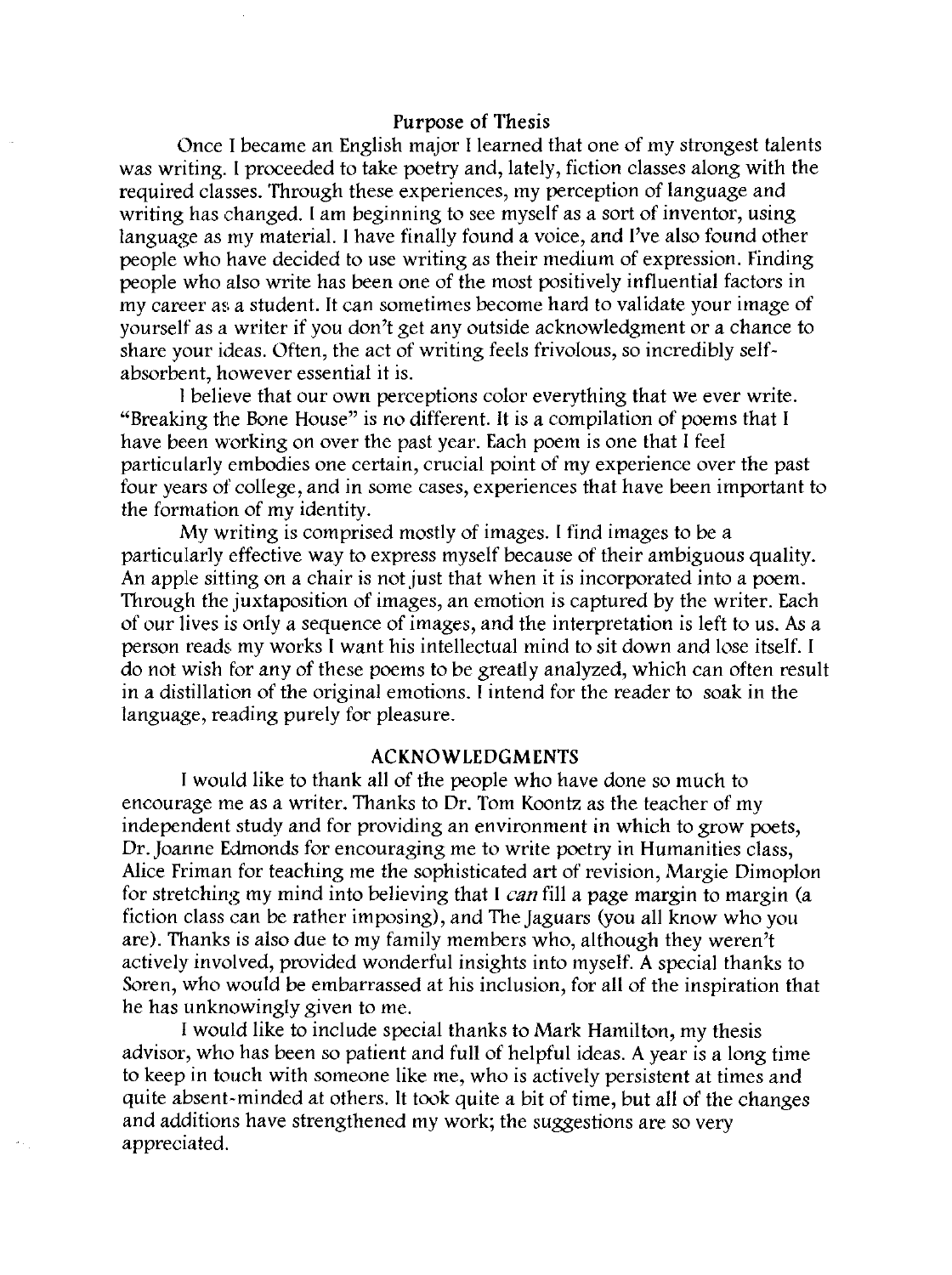## Purpose of Thesis

Once I became an English major I learned that one of my strongest talents was writing. I proceeded to take poetry and, lately, fiction classes along with the required classes. Through these experiences, my perception of language and writing has changed. I am beginning to see myself as a sort of inventor, using language as my material. I have finally found a voice, and I've also found other people who have decided to use writing as their medium of expression. Finding people who also write has been one of the most positively influential factors in my career as a student. It can sometimes become hard to validate your image of yourself as a writer if you don't get any outside acknowledgment or a chance to share your ideas. Often, the act of writing feels frivolous, so incredibly self-absorbent, however essential it is.

I believe that our own perceptions color everything that we ever write. "Breaking the Bone House" is no different. It is a compilation of poems that I have been working on over the past year. Each poem is one that I feel particularly embodies one certain, crucial point of my experience over the past four years of college, and in some cases, experiences that have been important to the formation of my identity.

My writing is comprised mostly of images. I find images to be a particularly effective way to express myself because of their ambiguous quality. An apple sitting on a chair is not just that when it is incorporated into a poem. Through the juxtaposition of images, an emotion is captured by the writer. Each of our lives is only a sequence of images, and the interpretation is left to us. As a person reads my works I want his intellectual mind to sit down and lose itself. I do not wish for any of these poems to be greatly analyzed, which can often result in a distillation of the original emotions. I intend for the reader to soak in the language, reading purely for pleasure.

## ACKNOWLEDGMENTS

I would like to thank all of the people who have done so much to encourage me as a writer. Thanks to Dr. Tom Koontz as the teacher of my independent study and for providing an environment in which to grow poets, Dr. Joanne Edmonds for encouraging me to write poetry in Humanities class, Alice Friman for teaching me the sophisticated art of revision, Margie Dimoplon for stretching my mind into believing that I *can* fill a page margin to margin (a fiction class can be rather imposing), and The Jaguars (you all know who you are). Thanks is also due to my family members who, although they weren't actively involved, provided wonderful insights into myself. A special thanks to Soren, who would be embarrassed at his inclusion, for all of the inspiration that he has unknowingly given to me.

I would like to include special thanks to Mark Hamilton, my thesis advisor, who has been so patient and full of helpful ideas. A year is a long time to keep in touch with someone like me, who is actively persistent at times and quite absent-minded at others. It took quite a bit of time, but all of the changes and additions have strengthened my work; the suggestions are so very appreciated.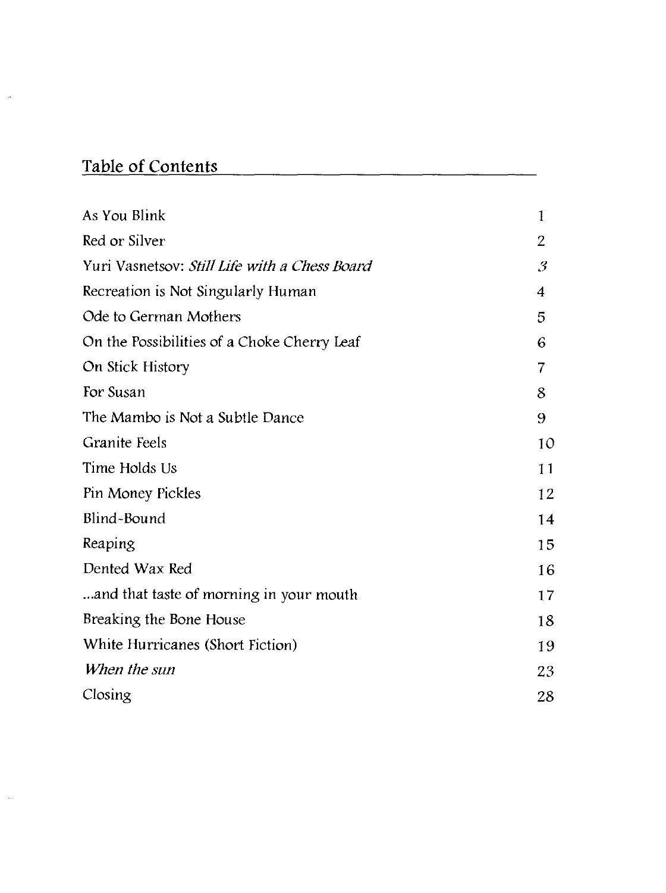## Table of Contents

| | |
|---|---|
| As You Blink | 1 |
| Red or Silver | 2 |
| Yuri Vasnetsov: *Still Life with a Chess Board* | *3* |
| Recreation is Not Singularly Human | 4 |
| Ode to German Mothers | 5 |
| On the Possibilities of a Choke Cherry Leaf | 6 |
| On Stick History | 7 |
| For Susan | 8 |
| The Mambo is Not a Subtle Dance | 9 |
| Granite Feels | 10 |
| Time Holds Us | 11 |
| Pin Money Pickles | 12 |
| Blind-Bound | 14 |
| Reaping | 15 |
| Dented Wax Red | 16 |
| ...and that taste of morning in your mouth | 17 |
| Breaking the Bone House | 18 |
| White Hurricanes (Short Fiction) | 19 |
| *When the sun* | 23 |
| Closing | 28 |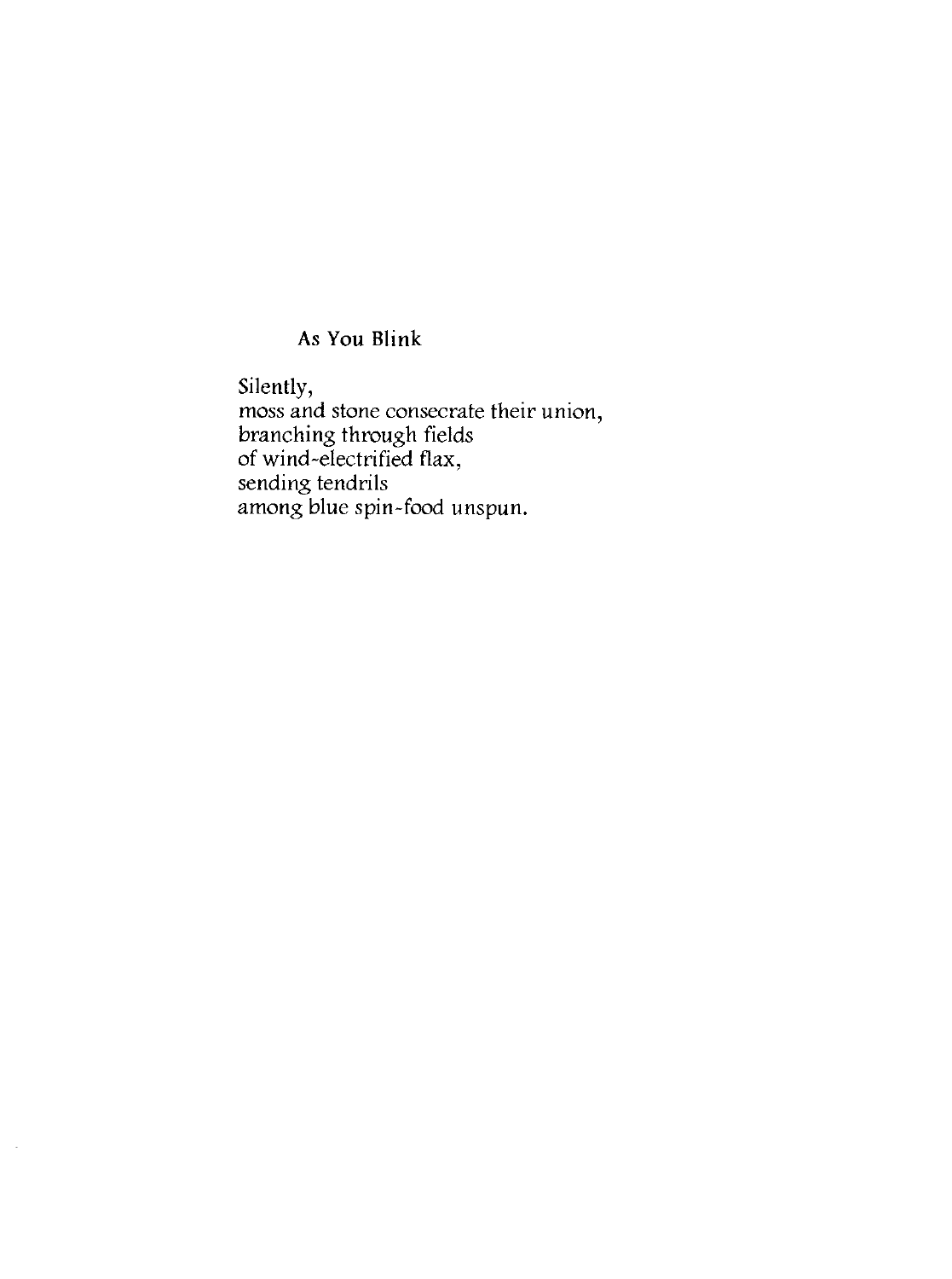## As You Blink

Silently,  
moss and stone consecrate their union,  
branching through fields  
of wind-electrified flax,  
sending tendrils  
among blue spin-food unspun.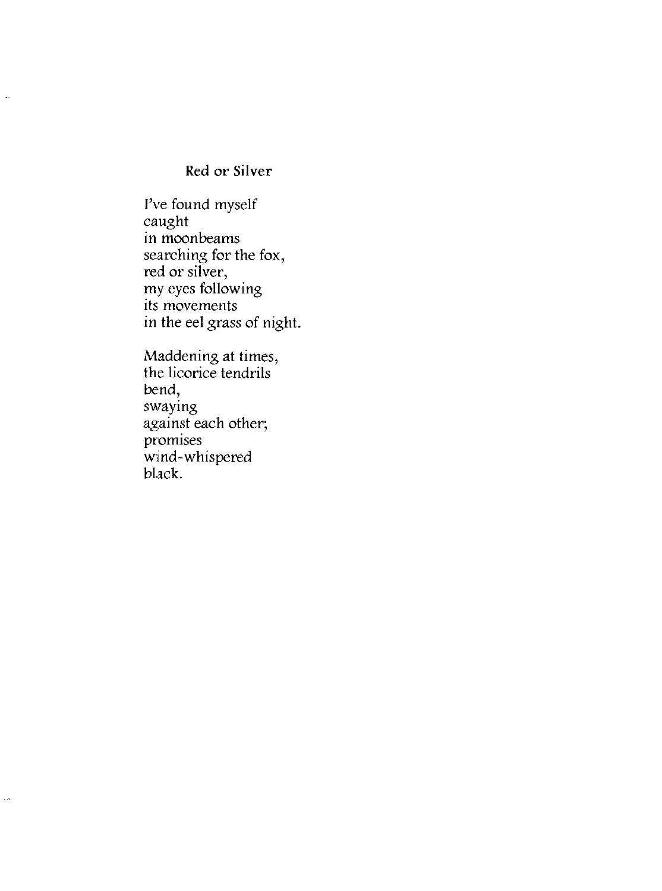## Red or Silver

I've found myself  
caught  
in moonbeams  
searching for the fox,  
red or silver,  
my eyes following  
its movements  
in the eel grass of night.

Maddening at times,  
the licorice tendrils  
bend,  
swaying  
against each other;  
promises  
wind-whispered  
black.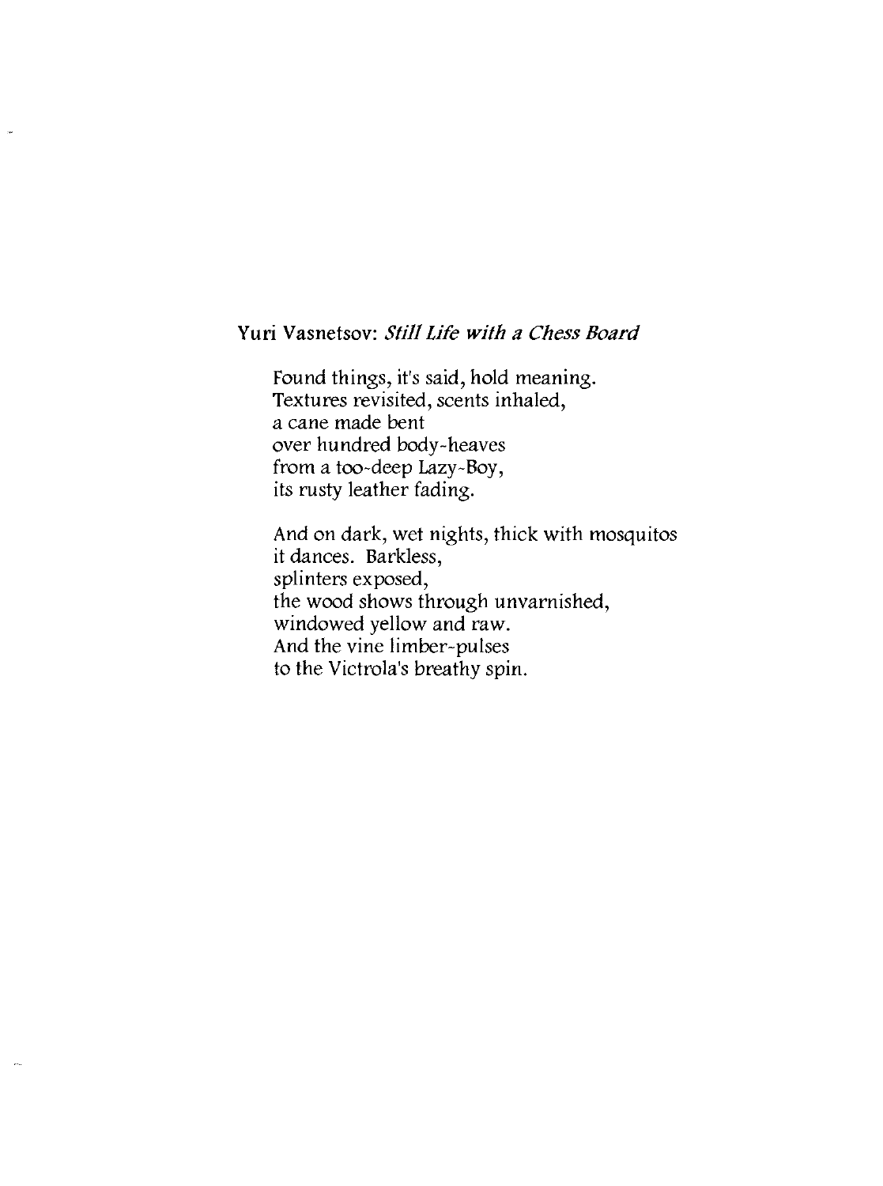## Yuri Vasnetsov: *Still Life with a Chess Board*

Found things, it's said, hold meaning.  
Textures revisited, scents inhaled,  
a cane made bent  
over hundred body-heaves  
from a too-deep Lazy-Boy,  
its rusty leather fading.

And on dark, wet nights, thick with mosquitos  
it dances. Barkless,  
splinters exposed,  
the wood shows through unvarnished,  
windowed yellow and raw.  
And the vine limber-pulses  
to the Victrola's breathy spin.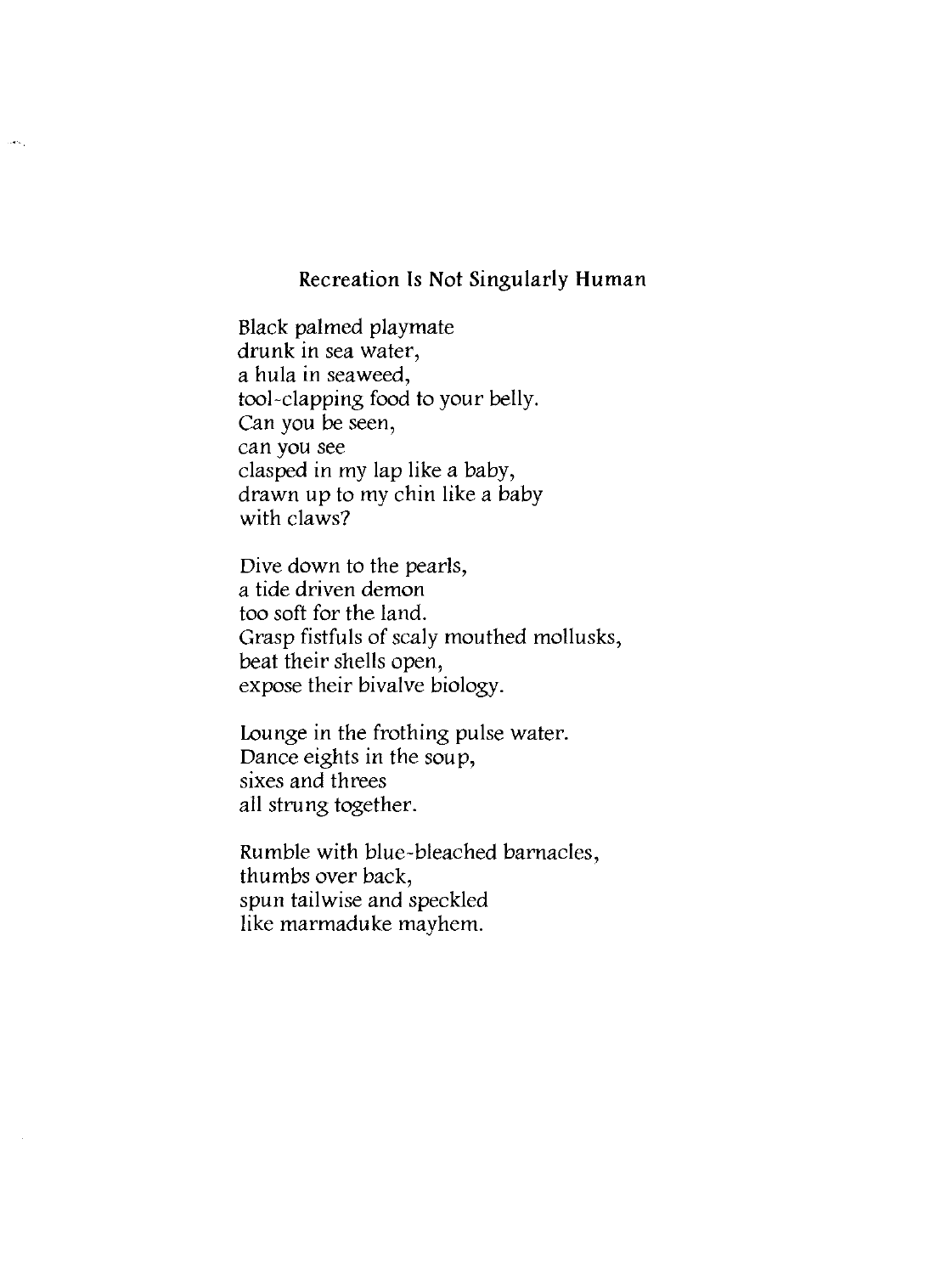## Recreation Is Not Singularly Human

Black palmed playmate
drunk in sea water,
a hula in seaweed,
tool-clapping food to your belly.
Can you be seen,
can you see
clasped in my lap like a baby,
drawn up to my chin like a baby
with claws?

Dive down to the pearls,
a tide driven demon
too soft for the land.
Grasp fistfuls of scaly mouthed mollusks,
beat their shells open,
expose their bivalve biology.

Lounge in the frothing pulse water.
Dance eights in the soup,
sixes and threes
all strung together.

Rumble with blue-bleached barnacles,
thumbs over back,
spun tailwise and speckled
like marmaduke mayhem.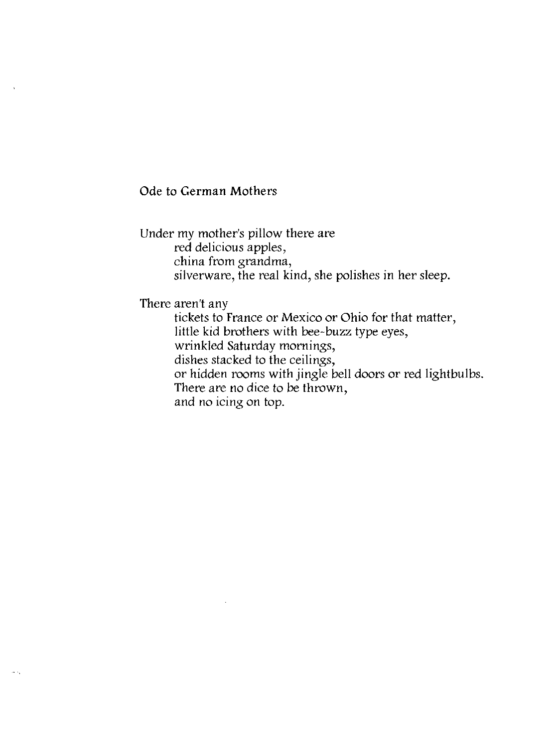## Ode to German Mothers

Under my mother's pillow there are
  red delicious apples,
  china from grandma,
  silverware, the real kind, she polishes in her sleep.

There aren't any
  tickets to France or Mexico or Ohio for that matter,
  little kid brothers with bee-buzz type eyes,
  wrinkled Saturday mornings,
  dishes stacked to the ceilings,
  or hidden rooms with jingle bell doors or red lightbulbs.
  There are no dice to be thrown,
  and no icing on top.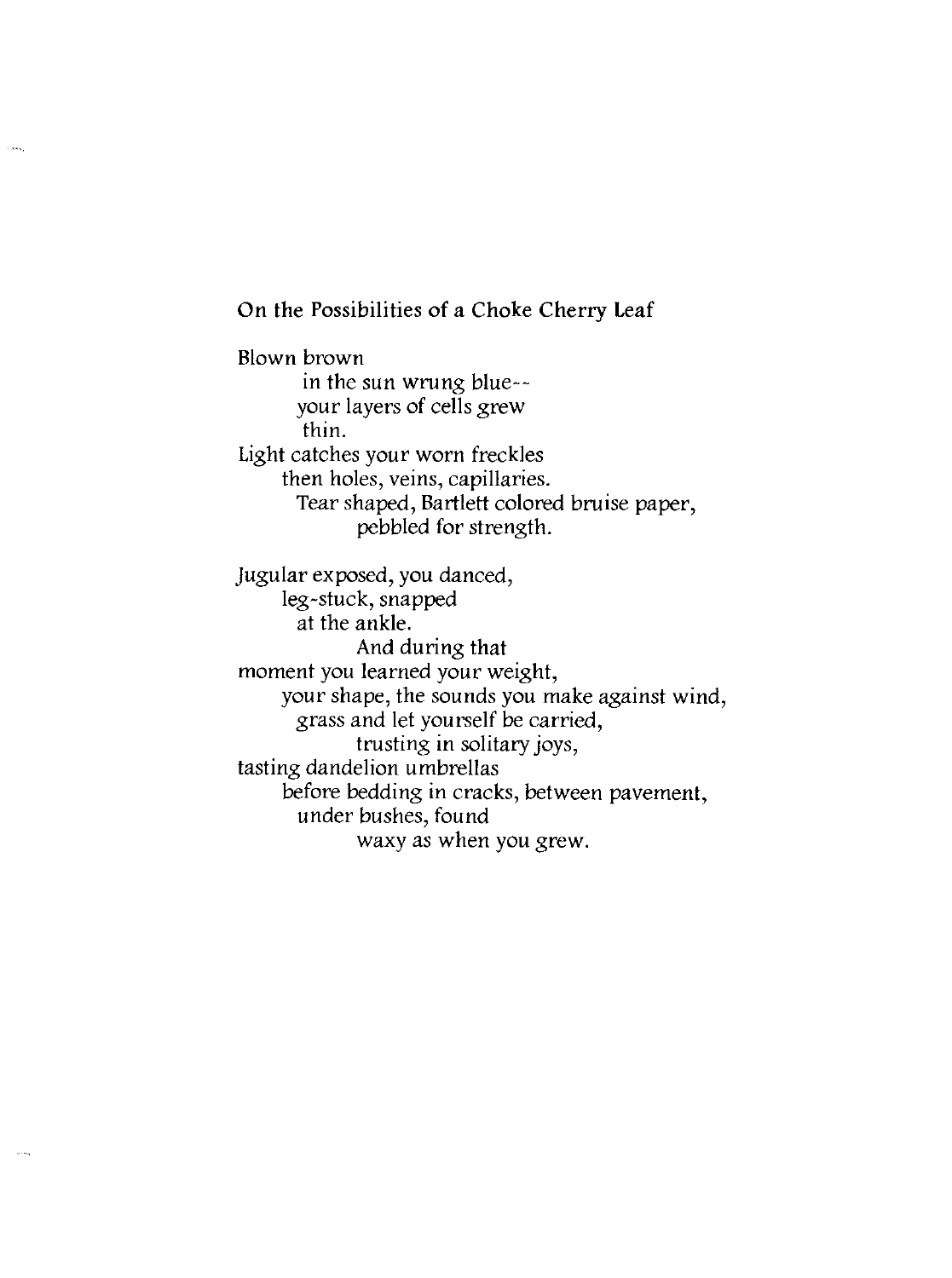## On the Possibilities of a Choke Cherry Leaf

Blown brown
in the sun wrung blue--
your layers of cells grew
thin.
Light catches your worn freckles
then holes, veins, capillaries.
Tear shaped, Bartlett colored bruise paper,
pebbled for strength.

Jugular exposed, you danced,
leg-stuck, snapped
at the ankle.
And during that
moment you learned your weight,
your shape, the sounds you make against wind,
grass and let yourself be carried,
trusting in solitary joys,
tasting dandelion umbrellas
before bedding in cracks, between pavement,
under bushes, found
waxy as when you grew.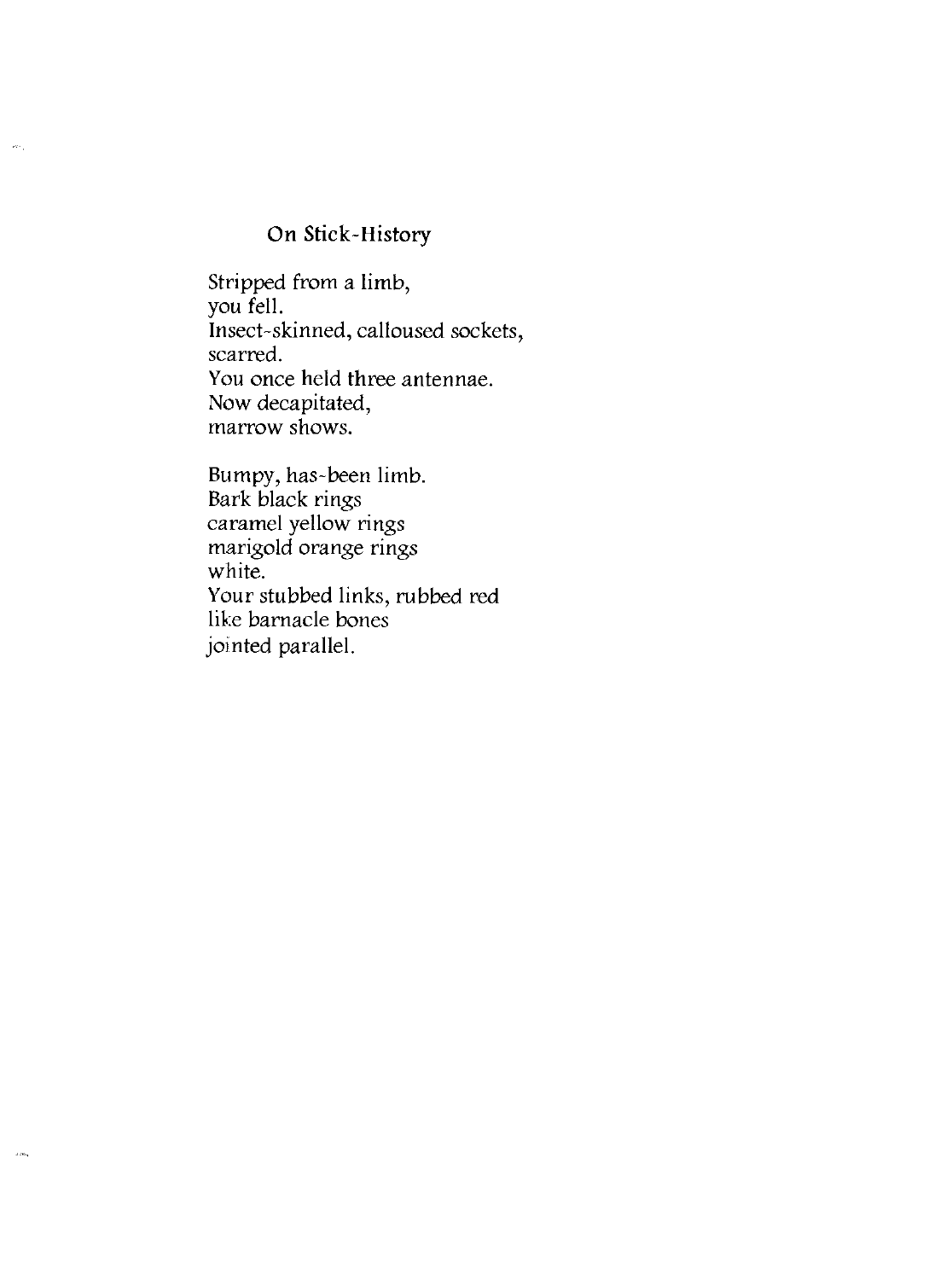## On Stick-History

Stripped from a limb,  
you fell.  
Insect-skinned, calloused sockets,  
scarred.  
You once held three antennae.  
Now decapitated,  
marrow shows.

Bumpy, has-been limb.  
Bark black rings  
caramel yellow rings  
marigold orange rings  
white.  
Your stubbed links, rubbed red  
like barnacle bones  
jointed parallel.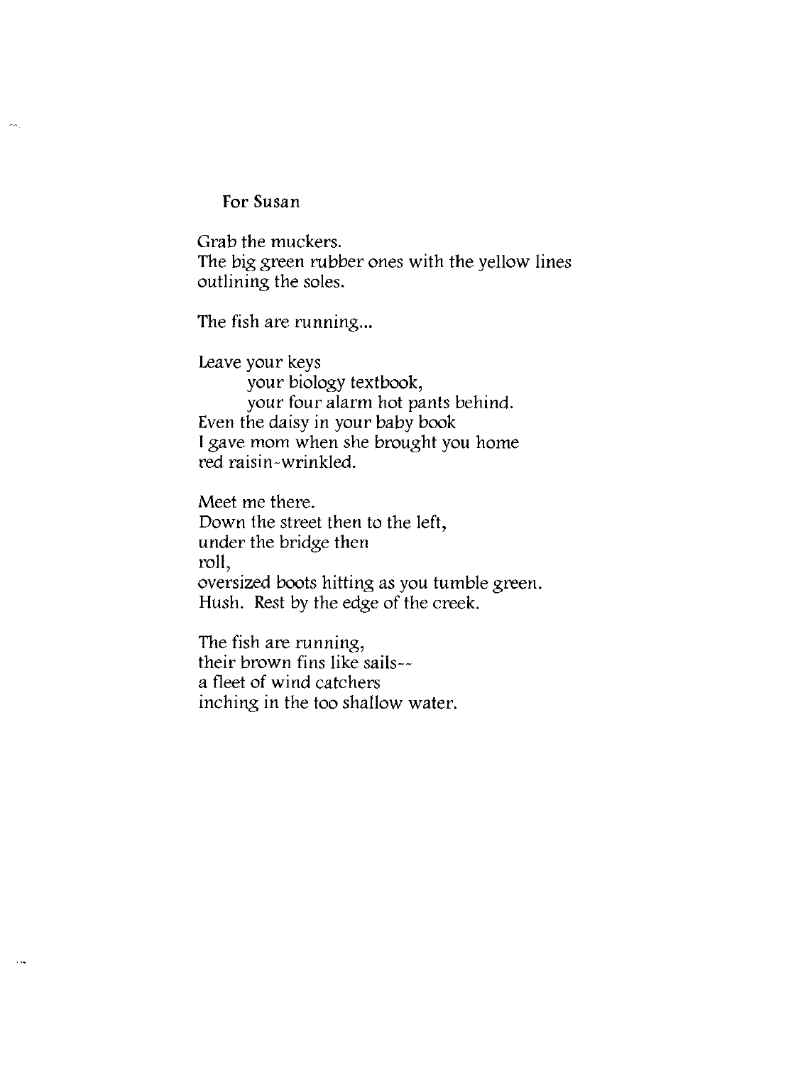For Susan

Grab the muckers.
The big green rubber ones with the yellow lines
outlining the soles.

The fish are running...

Leave your keys
&nbsp;&nbsp;&nbsp;&nbsp;&nbsp;&nbsp;&nbsp;&nbsp;your biology textbook,
&nbsp;&nbsp;&nbsp;&nbsp;&nbsp;&nbsp;&nbsp;&nbsp;your four alarm hot pants behind.
Even the daisy in your baby book
I gave mom when she brought you home
red raisin-wrinkled.

Meet me there.
Down the street then to the left,
under the bridge then
roll,
oversized boots hitting as you tumble green.
Hush. Rest by the edge of the creek.

The fish are running,
their brown fins like sails--
a fleet of wind catchers
inching in the too shallow water.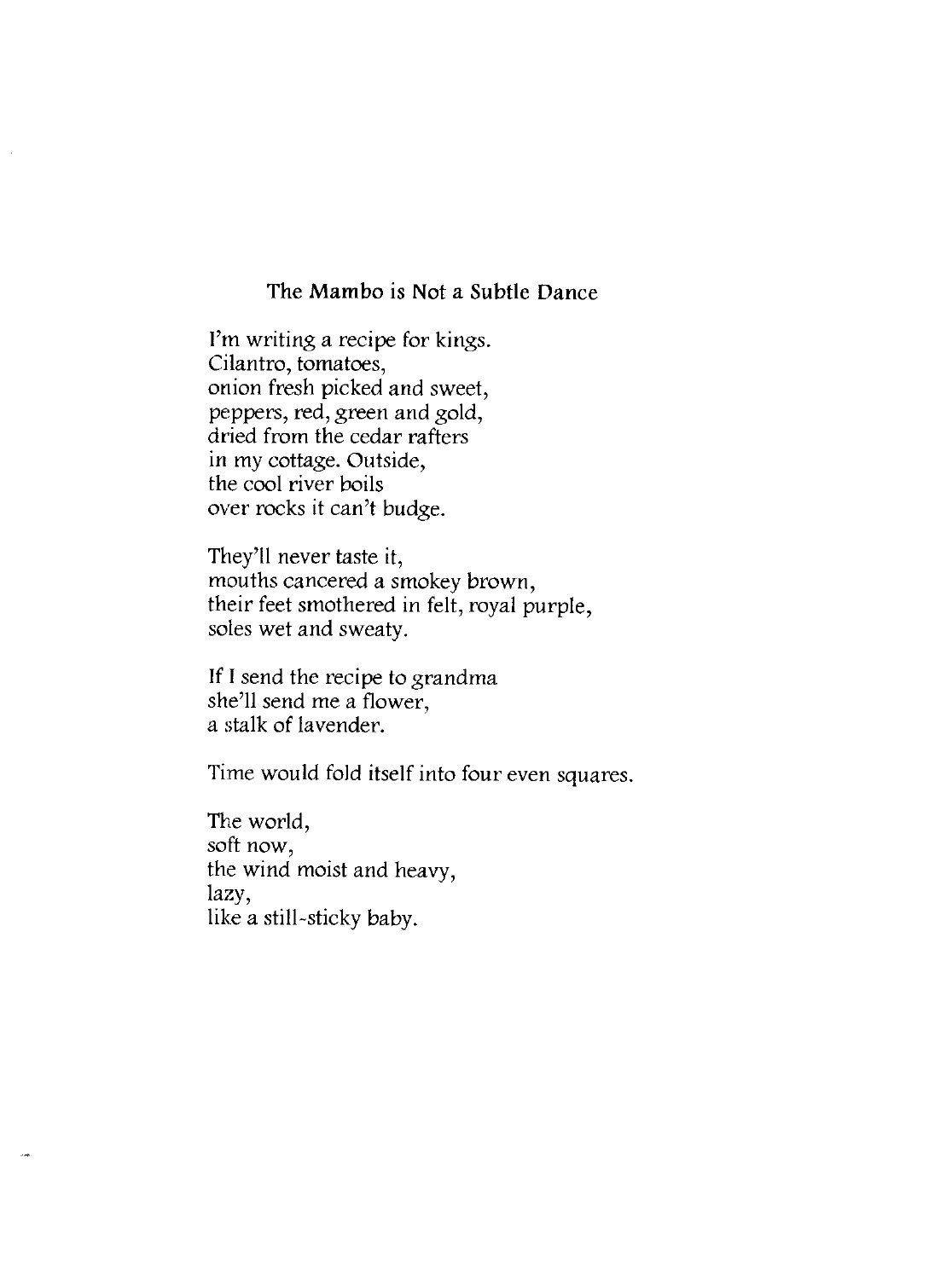## The Mambo is Not a Subtle Dance

I'm writing a recipe for kings.  
Cilantro, tomatoes,  
onion fresh picked and sweet,  
peppers, red, green and gold,  
dried from the cedar rafters  
in my cottage. Outside,  
the cool river boils  
over rocks it can't budge.

They'll never taste it,  
mouths cancered a smokey brown,  
their feet smothered in felt, royal purple,  
soles wet and sweaty.

If I send the recipe to grandma  
she'll send me a flower,  
a stalk of lavender.

Time would fold itself into four even squares.

The world,  
soft now,  
the wind moist and heavy,  
lazy,  
like a still-sticky baby.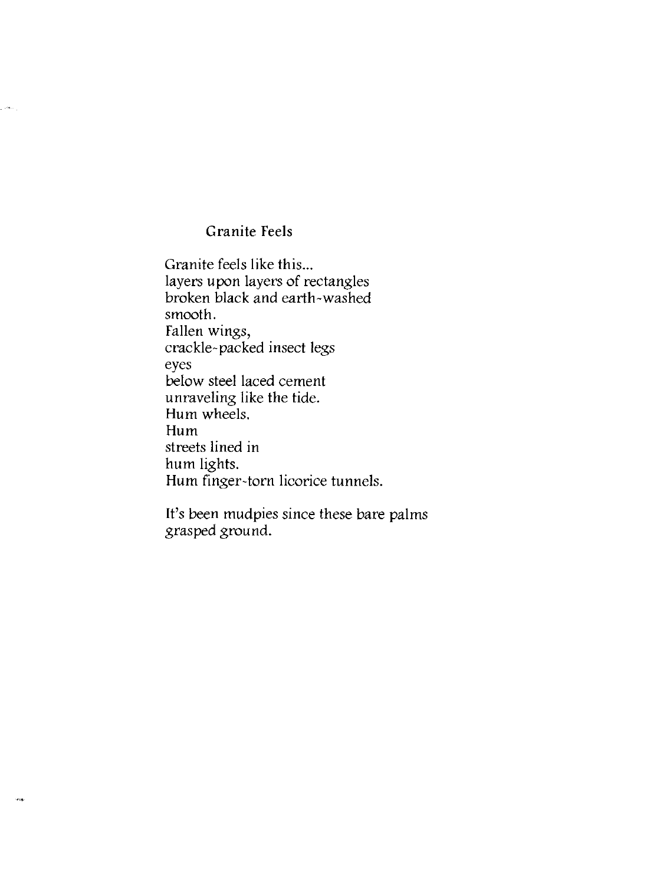## Granite Feels

Granite feels like this...  
layers upon layers of rectangles  
broken black and earth-washed  
smooth.  
Fallen wings,  
crackle-packed insect legs  
eyes  
below steel laced cement  
unraveling like the tide.  
Hum wheels.  
Hum  
streets lined in  
hum lights.  
Hum finger-torn licorice tunnels.

It's been mudpies since these bare palms  
grasped ground.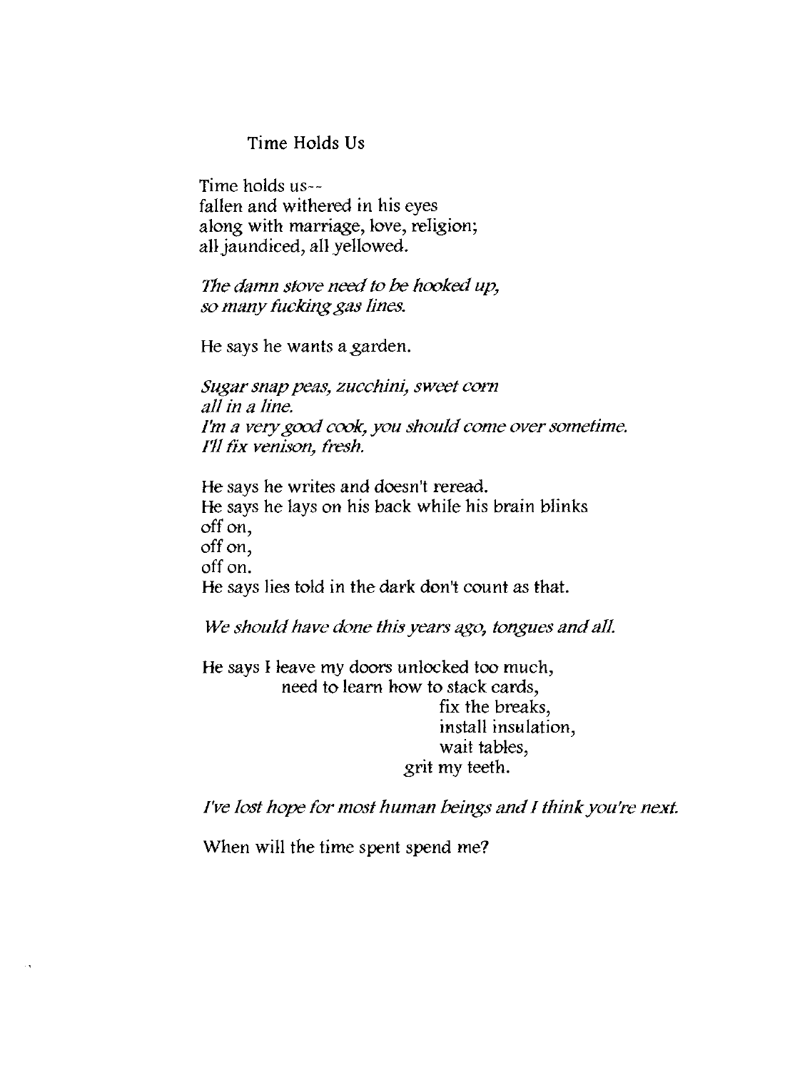## Time Holds Us

Time holds us--
fallen and withered in his eyes
along with marriage, love, religion;
all jaundiced, all yellowed.

*The damn stove need to be hooked up,*
*so many fucking gas lines.*

He says he wants a garden.

*Sugar snap peas, zucchini, sweet corn*
*all in a line.*
*I'm a very good cook, you should come over sometime.*
*I'll fix venison, fresh.*

He says he writes and doesn't reread.
He says he lays on his back while his brain blinks
off on,
off on,
off on.
He says lies told in the dark don't count as that.

*We should have done this years ago, tongues and all.*

He says I leave my doors unlocked too much,
need to learn how to stack cards,
fix the breaks,
install insulation,
wait tables,
grit my teeth.

*I've lost hope for most human beings and I think you're next.*

When will the time spent spend me?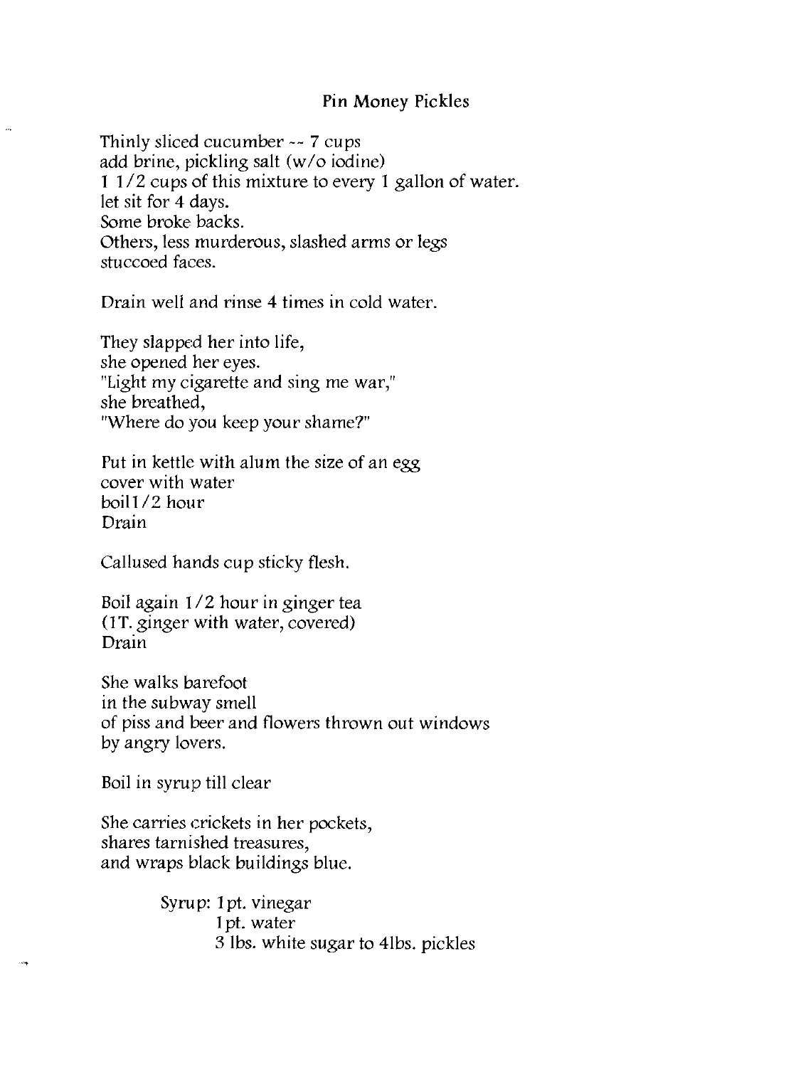## Pin Money Pickles

Thinly sliced cucumber -- 7 cups  
add brine, pickling salt (w/o iodine)  
1 1/2 cups of this mixture to every 1 gallon of water.  
let sit for 4 days.  
Some broke backs.  
Others, less murderous, slashed arms or legs  
stuccoed faces.

Drain well and rinse 4 times in cold water.

They slapped her into life,  
she opened her eyes.  
"Light my cigarette and sing me war,"  
she breathed,  
"Where do you keep your shame?"

Put in kettle with alum the size of an egg  
cover with water  
boil1/2 hour  
Drain

Callused hands cup sticky flesh.

Boil again 1/2 hour in ginger tea  
(1T. ginger with water, covered)  
Drain

She walks barefoot  
in the subway smell  
of piss and beer and flowers thrown out windows  
by angry lovers.

Boil in syrup till clear

She carries crickets in her pockets,  
shares tarnished treasures,  
and wraps black buildings blue.

Syrup: 1pt. vinegar  
1pt. water  
3 lbs. white sugar to 4lbs. pickles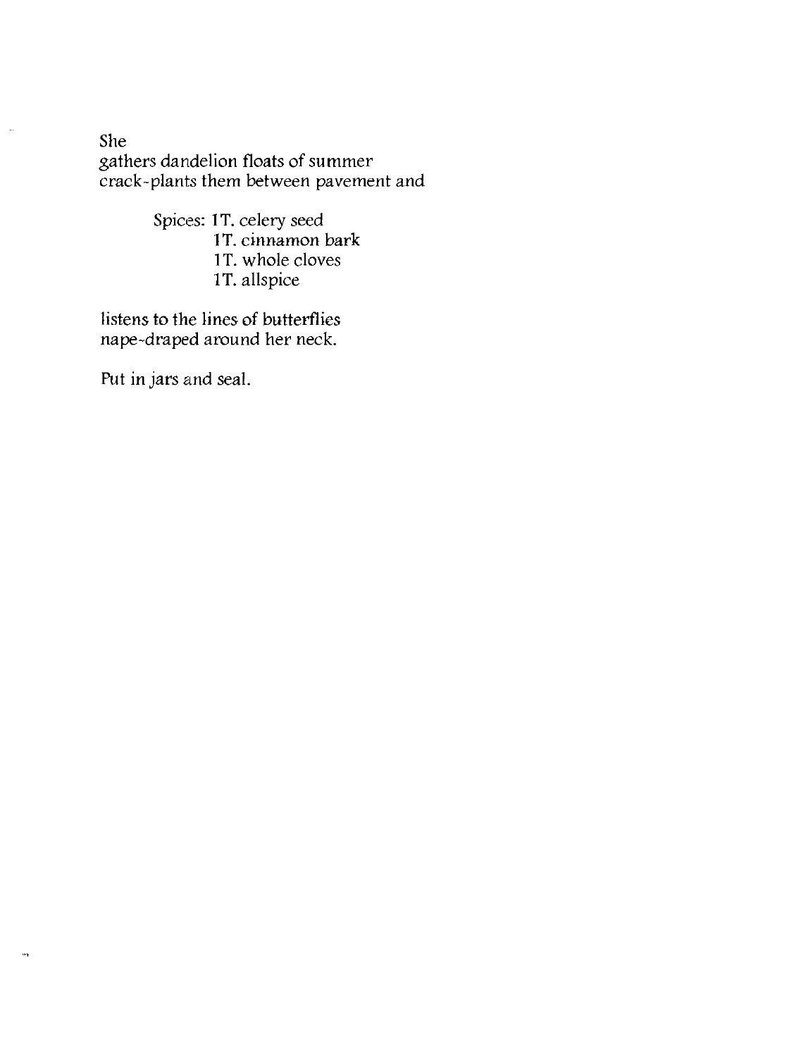She
gathers dandelion floats of summer
crack-plants them between pavement and

Spices: 1T. celery seed
1T. cinnamon bark
1T. whole cloves
1T. allspice

listens to the lines of butterflies
nape-draped around her neck.

Put in jars and seal.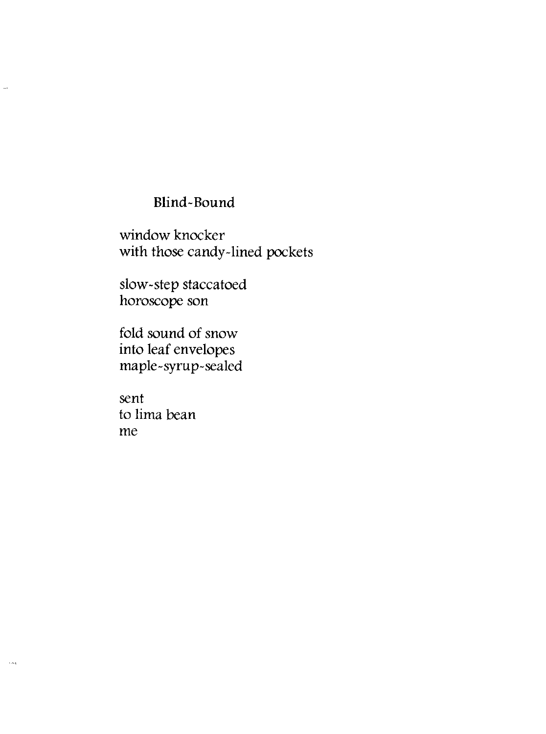## Blind-Bound

window knocker
with those candy-lined pockets

slow-step staccatoed
horoscope son

fold sound of snow
into leaf envelopes
maple-syrup-sealed

sent
to lima bean
me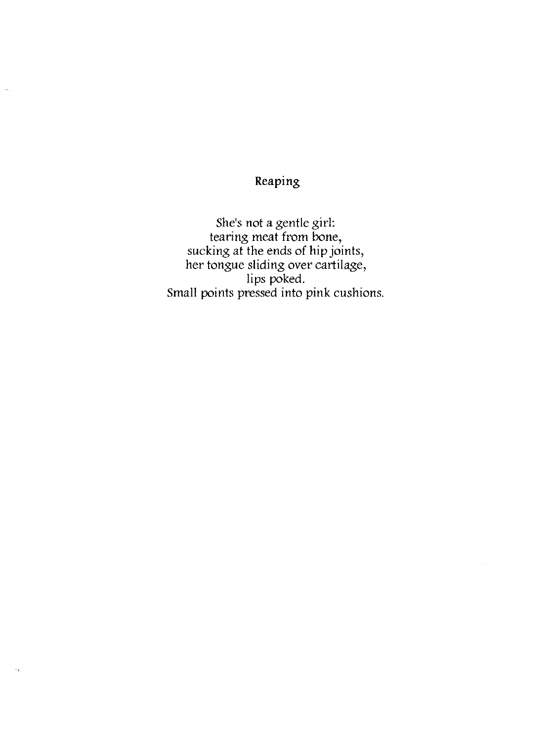## Reaping

She's not a gentle girl:  
tearing meat from bone,  
sucking at the ends of hip joints,  
her tongue sliding over cartilage,  
lips poked.  
Small points pressed into pink cushions.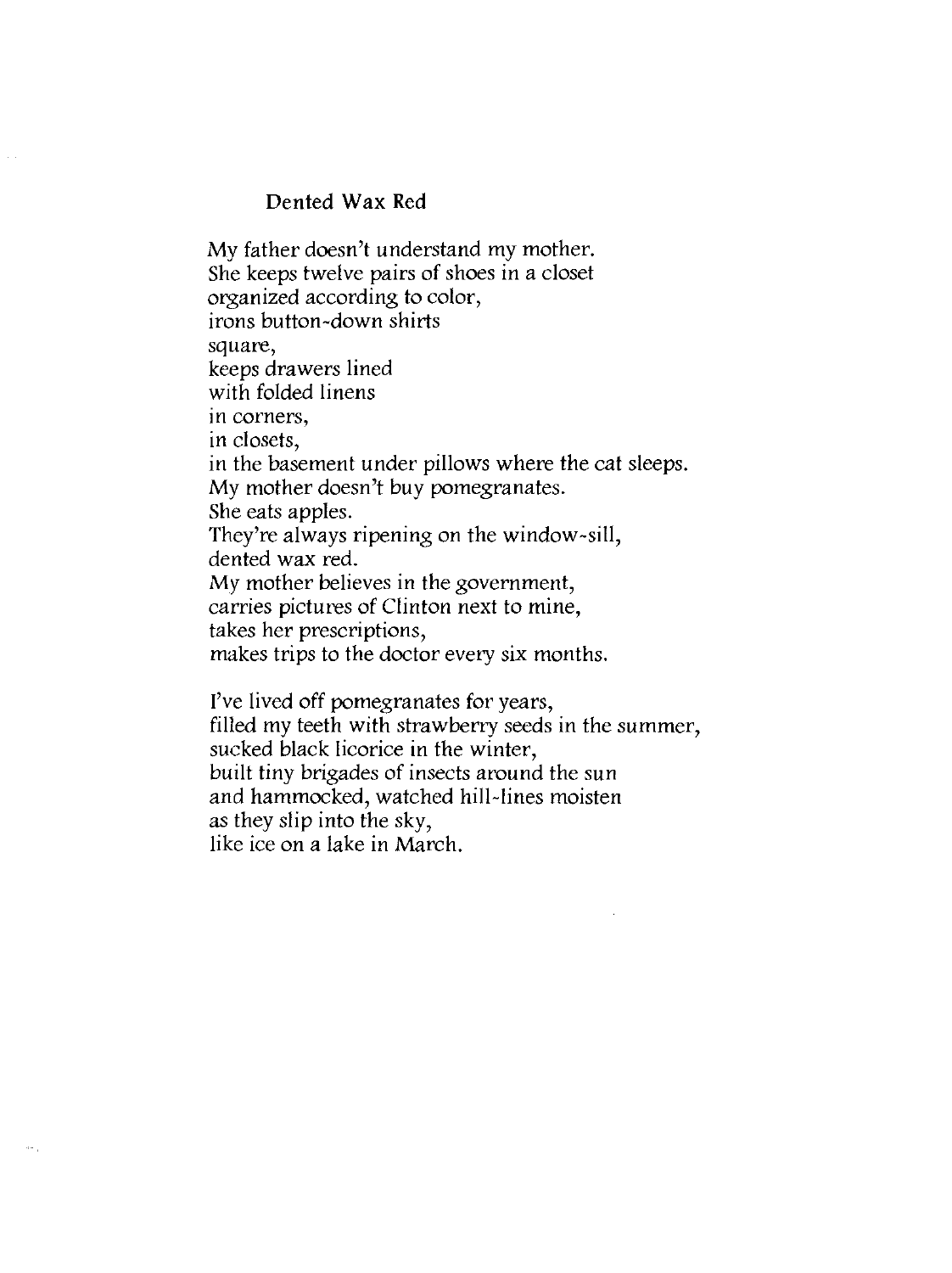## Dented Wax Red

My father doesn't understand my mother.  
She keeps twelve pairs of shoes in a closet  
organized according to color,  
irons button-down shirts  
square,  
keeps drawers lined  
with folded linens  
in corners,  
in closets,  
in the basement under pillows where the cat sleeps.  
My mother doesn't buy pomegranates.  
She eats apples.  
They're always ripening on the window-sill,  
dented wax red.  
My mother believes in the government,  
carries pictures of Clinton next to mine,  
takes her prescriptions,  
makes trips to the doctor every six months.

I've lived off pomegranates for years,  
filled my teeth with strawberry seeds in the summer,  
sucked black licorice in the winter,  
built tiny brigades of insects around the sun  
and hammocked, watched hill-lines moisten  
as they slip into the sky,  
like ice on a lake in March.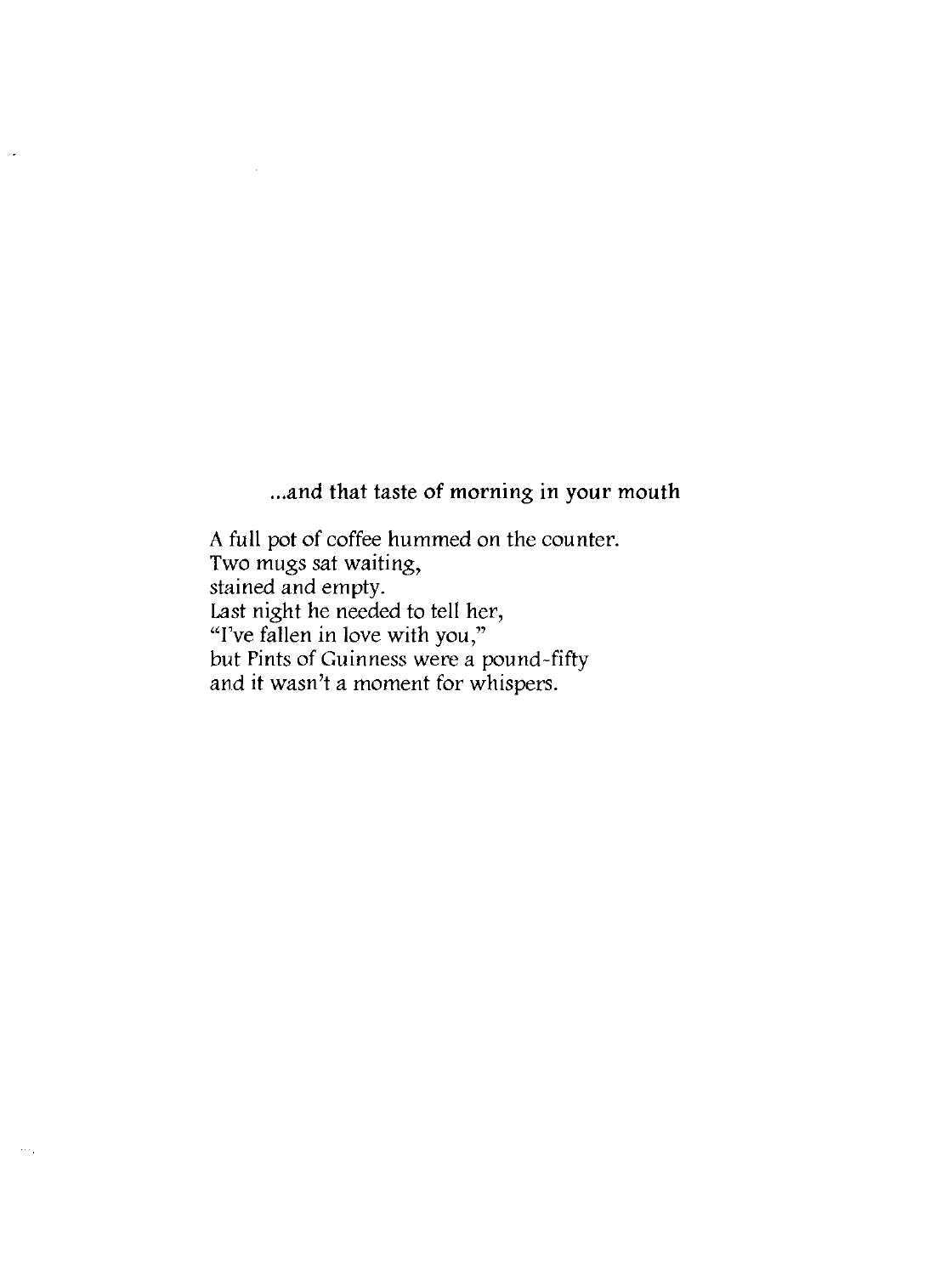## ...and that taste of morning in your mouth

A full pot of coffee hummed on the counter.  
Two mugs sat waiting,  
stained and empty.  
Last night he needed to tell her,  
"I've fallen in love with you,"  
but Pints of Guinness were a pound-fifty  
and it wasn't a moment for whispers.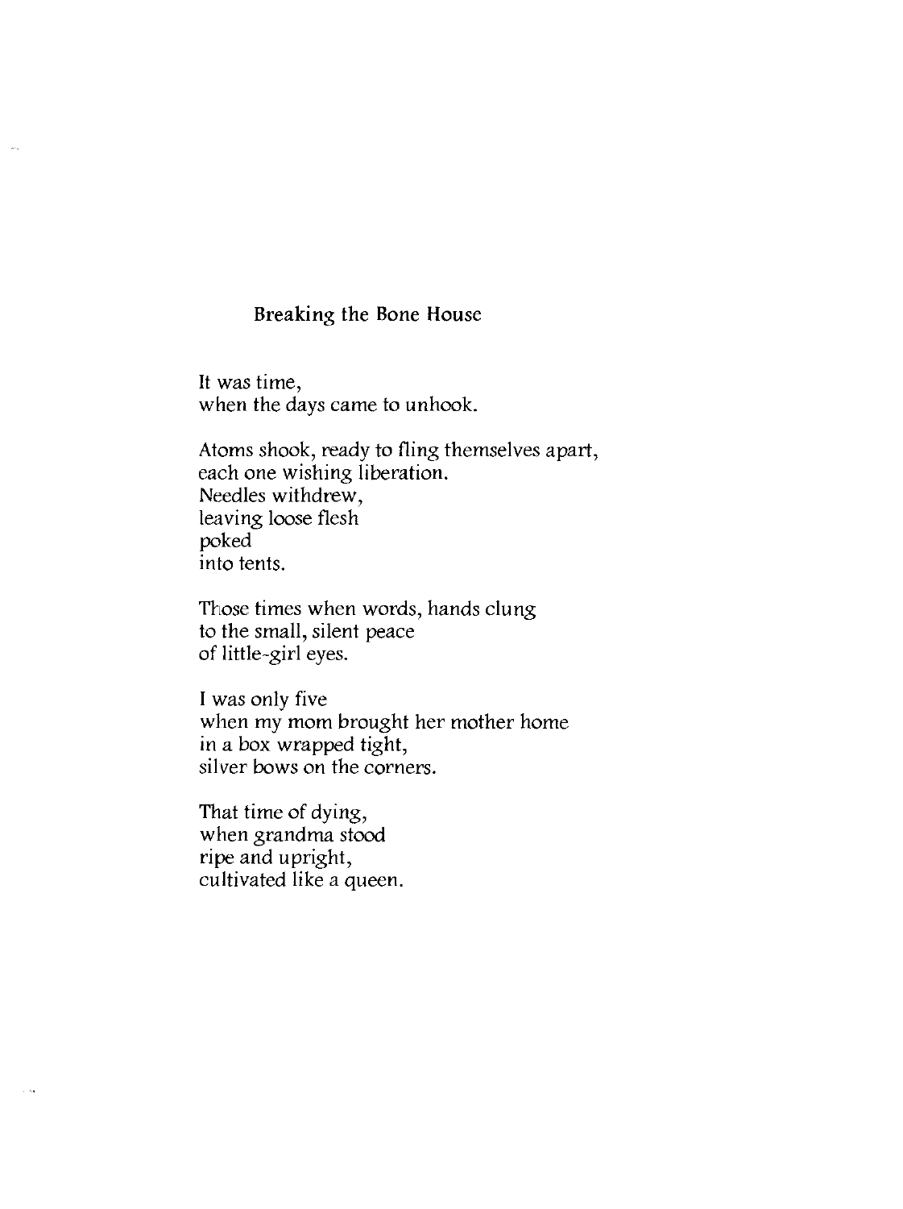## Breaking the Bone House

It was time,
when the days came to unhook.

Atoms shook, ready to fling themselves apart,
each one wishing liberation.
Needles withdrew,
leaving loose flesh
poked
into tents.

Those times when words, hands clung
to the small, silent peace
of little-girl eyes.

I was only five
when my mom brought her mother home
in a box wrapped tight,
silver bows on the corners.

That time of dying,
when grandma stood
ripe and upright,
cultivated like a queen.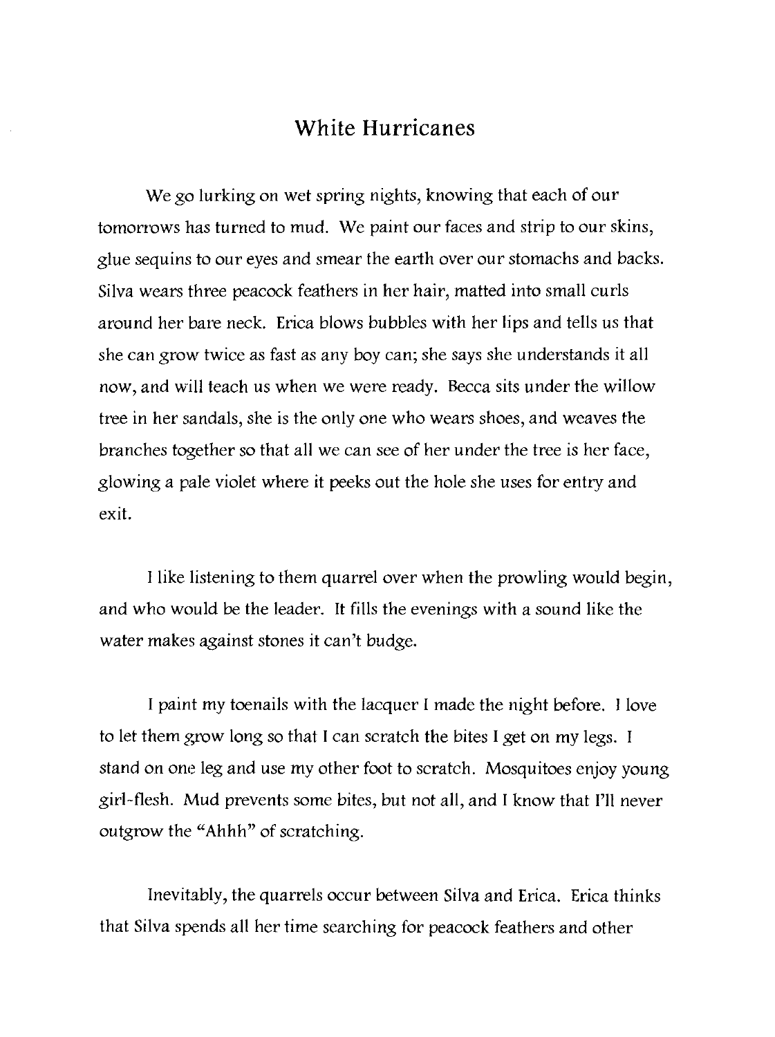# White Hurricanes

We go lurking on wet spring nights, knowing that each of our tomorrows has turned to mud. We paint our faces and strip to our skins, glue sequins to our eyes and smear the earth over our stomachs and backs. Silva wears three peacock feathers in her hair, matted into small curls around her bare neck. Erica blows bubbles with her lips and tells us that she can grow twice as fast as any boy can; she says she understands it all now, and will teach us when we were ready. Becca sits under the willow tree in her sandals, she is the only one who wears shoes, and weaves the branches together so that all we can see of her under the tree is her face, glowing a pale violet where it peeks out the hole she uses for entry and exit.

I like listening to them quarrel over when the prowling would begin, and who would be the leader. It fills the evenings with a sound like the water makes against stones it can't budge.

I paint my toenails with the lacquer I made the night before. I love to let them grow long so that I can scratch the bites I get on my legs. I stand on one leg and use my other foot to scratch. Mosquitoes enjoy young girl-flesh. Mud prevents some bites, but not all, and I know that I'll never outgrow the "Ahhh" of scratching.

Inevitably, the quarrels occur between Silva and Erica. Erica thinks that Silva spends all her time searching for peacock feathers and other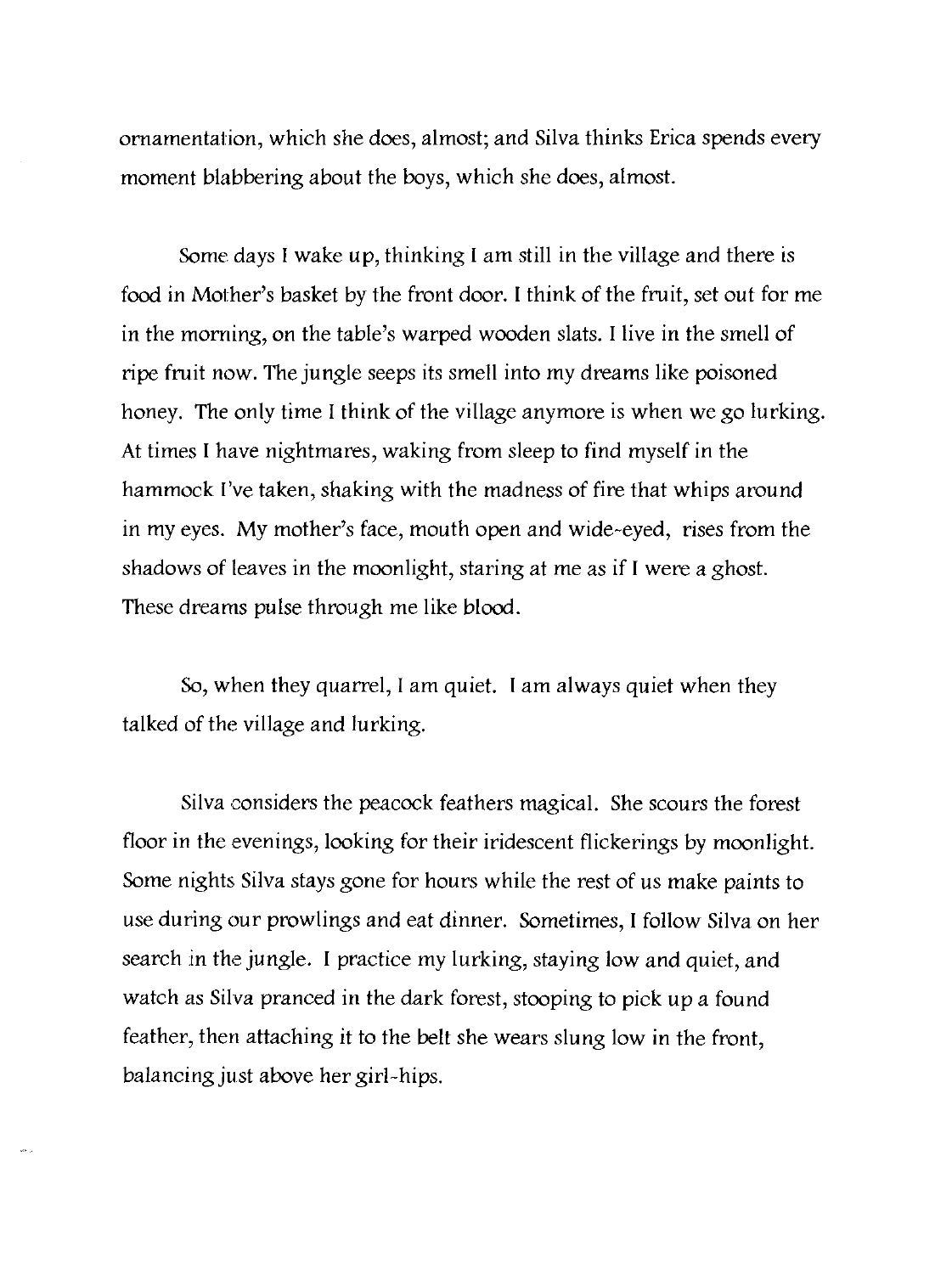ornamentation, which she does, almost; and Silva thinks Erica spends every moment blabbering about the boys, which she does, almost.

Some days I wake up, thinking I am still in the village and there is food in Mother's basket by the front door. I think of the fruit, set out for me in the morning, on the table's warped wooden slats. I live in the smell of ripe fruit now. The jungle seeps its smell into my dreams like poisoned honey. The only time I think of the village anymore is when we go lurking. At times I have nightmares, waking from sleep to find myself in the hammock I've taken, shaking with the madness of fire that whips around in my eyes. My mother's face, mouth open and wide-eyed, rises from the shadows of leaves in the moonlight, staring at me as if I were a ghost. These dreams pulse through me like blood.

So, when they quarrel, I am quiet. I am always quiet when they talked of the village and lurking.

Silva considers the peacock feathers magical. She scours the forest floor in the evenings, looking for their iridescent flickerings by moonlight. Some nights Silva stays gone for hours while the rest of us make paints to use during our prowlings and eat dinner. Sometimes, I follow Silva on her search in the jungle. I practice my lurking, staying low and quiet, and watch as Silva pranced in the dark forest, stooping to pick up a found feather, then attaching it to the belt she wears slung low in the front, balancing just above her girl-hips.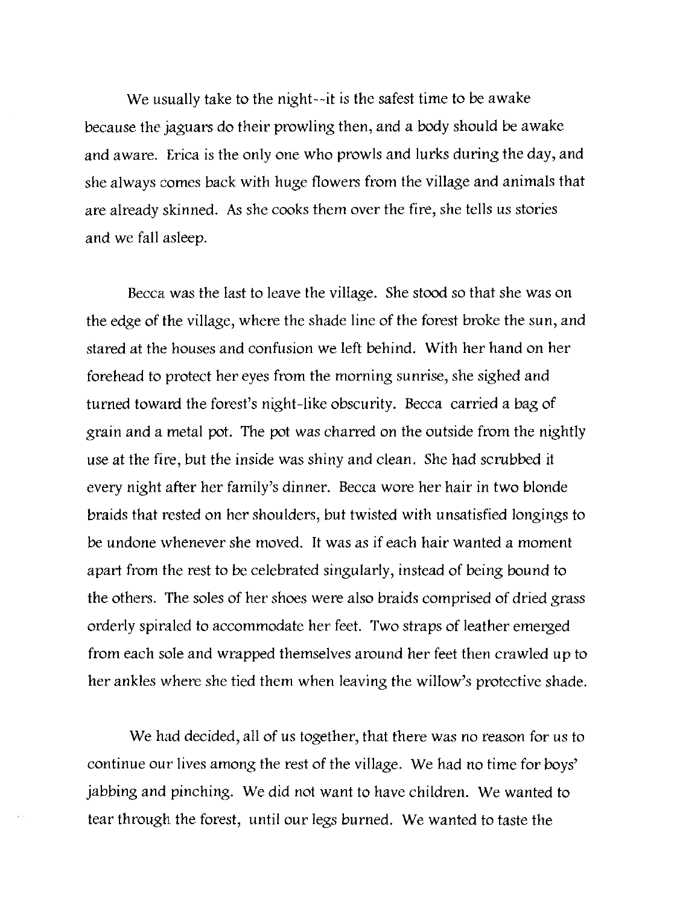We usually take to the night--it is the safest time to be awake because the jaguars do their prowling then, and a body should be awake and aware. Erica is the only one who prowls and lurks during the day, and she always comes back with huge flowers from the village and animals that are already skinned. As she cooks them over the fire, she tells us stories and we fall asleep.

Becca was the last to leave the village. She stood so that she was on the edge of the village, where the shade line of the forest broke the sun, and stared at the houses and confusion we left behind. With her hand on her forehead to protect her eyes from the morning sunrise, she sighed and turned toward the forest's night-like obscurity. Becca carried a bag of grain and a metal pot. The pot was charred on the outside from the nightly use at the fire, but the inside was shiny and clean. She had scrubbed it every night after her family's dinner. Becca wore her hair in two blonde braids that rested on her shoulders, but twisted with unsatisfied longings to be undone whenever she moved. It was as if each hair wanted a moment apart from the rest to be celebrated singularly, instead of being bound to the others. The soles of her shoes were also braids comprised of dried grass orderly spiraled to accommodate her feet. Two straps of leather emerged from each sole and wrapped themselves around her feet then crawled up to her ankles where she tied them when leaving the willow's protective shade.

We had decided, all of us together, that there was no reason for us to continue our lives among the rest of the village. We had no time for boys' jabbing and pinching. We did not want to have children. We wanted to tear through the forest, until our legs burned. We wanted to taste the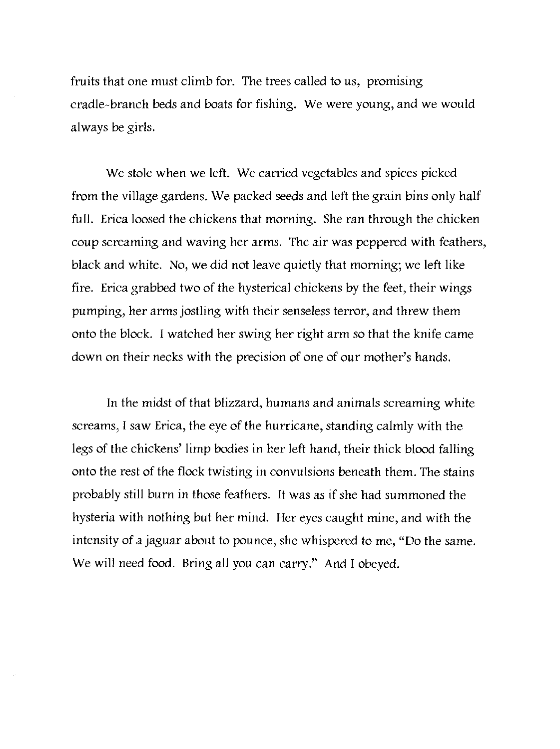fruits that one must climb for. The trees called to us, promising cradle-branch beds and boats for fishing. We were young, and we would always be girls.

We stole when we left. We carried vegetables and spices picked from the village gardens. We packed seeds and left the grain bins only half full. Erica loosed the chickens that morning. She ran through the chicken coup screaming and waving her arms. The air was peppered with feathers, black and white. No, we did not leave quietly that morning; we left like fire. Erica grabbed two of the hysterical chickens by the feet, their wings pumping, her arms jostling with their senseless terror, and threw them onto the block. I watched her swing her right arm so that the knife came down on their necks with the precision of one of our mother's hands.

In the midst of that blizzard, humans and animals screaming white screams, I saw Erica, the eye of the hurricane, standing calmly with the legs of the chickens' limp bodies in her left hand, their thick blood falling onto the rest of the flock twisting in convulsions beneath them. The stains probably still burn in those feathers. It was as if she had summoned the hysteria with nothing but her mind. Her eyes caught mine, and with the intensity of a jaguar about to pounce, she whispered to me, "Do the same. We will need food. Bring all you can carry." And I obeyed.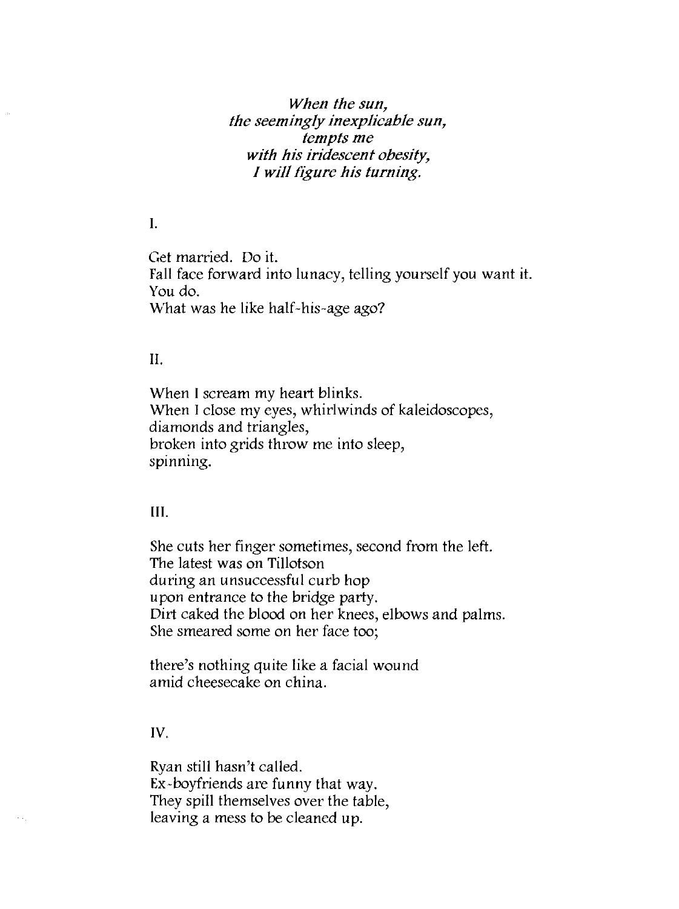*When the sun,*
*the seemingly inexplicable sun,*
*tempts me*
*with his iridescent obesity,*
*I will figure his turning.*

I.

Get married. Do it.
Fall face forward into lunacy, telling yourself you want it.
You do.
What was he like half-his-age ago?

II.

When I scream my heart blinks.
When I close my eyes, whirlwinds of kaleidoscopes,
diamonds and triangles,
broken into grids throw me into sleep,
spinning.

III.

She cuts her finger sometimes, second from the left.
The latest was on Tillotson
during an unsuccessful curb hop
upon entrance to the bridge party.
Dirt caked the blood on her knees, elbows and palms.
She smeared some on her face too;

there's nothing quite like a facial wound
amid cheesecake on china.

IV.

Ryan still hasn't called.
Ex-boyfriends are funny that way.
They spill themselves over the table,
leaving a mess to be cleaned up.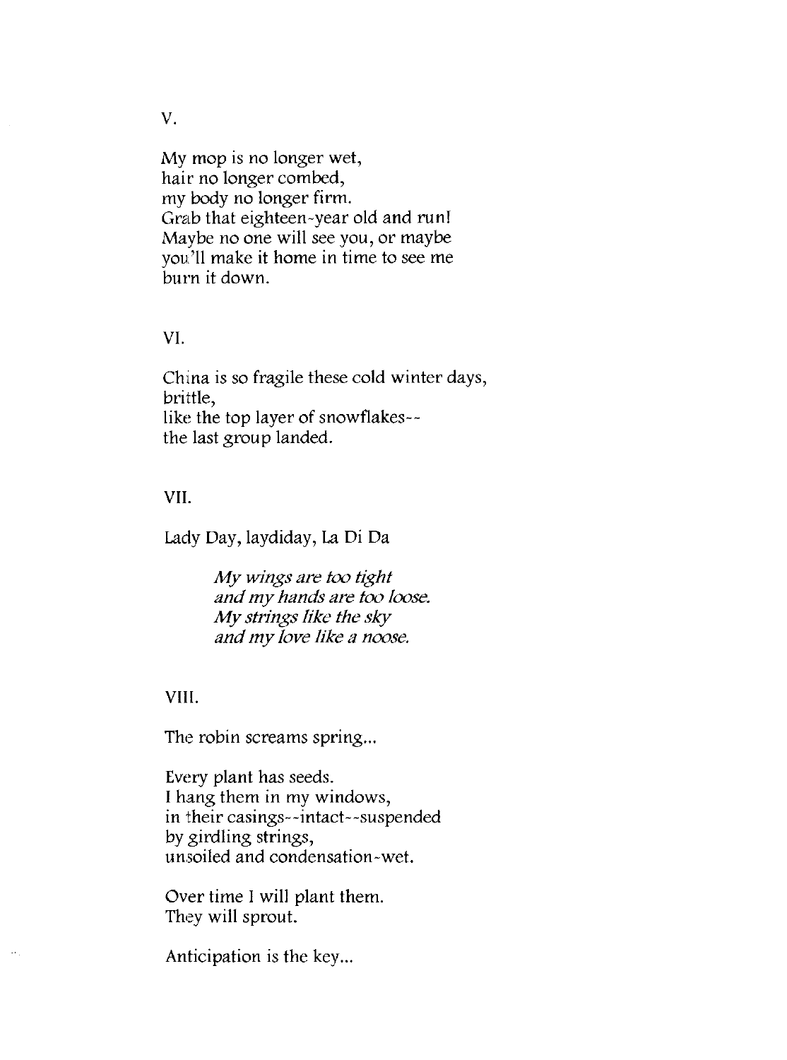V.

My mop is no longer wet,  
hair no longer combed,  
my body no longer firm.  
Grab that eighteen-year old and run!  
Maybe no one will see you, or maybe  
you'll make it home in time to see me  
burn it down.

VI.

China is so fragile these cold winter days,  
brittle,  
like the top layer of snowflakes--  
the last group landed.

VII.

Lady Day, laydiday, La Di Da

> *My wings are too tight*  
> *and my hands are too loose.*  
> *My strings like the sky*  
> *and my love like a noose.*

VIII.

The robin screams spring...

Every plant has seeds.  
I hang them in my windows,  
in their casings--intact--suspended  
by girdling strings,  
unsoiled and condensation-wet.

Over time I will plant them.  
They will sprout.

Anticipation is the key...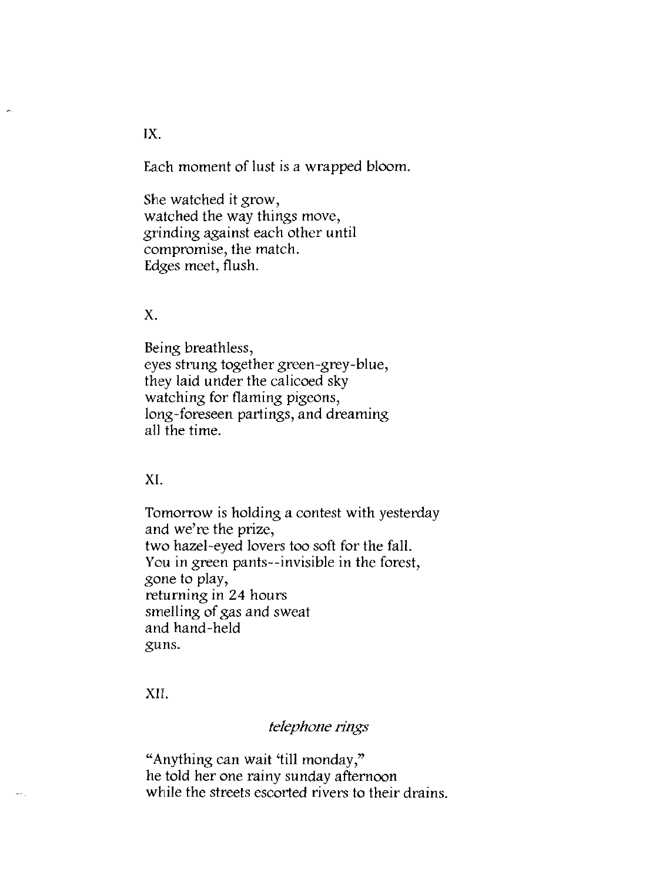IX.

Each moment of lust is a wrapped bloom.

She watched it grow,
watched the way things move,
grinding against each other until
compromise, the match.
Edges meet, flush.

X.

Being breathless,
eyes strung together green-grey-blue,
they laid under the calicoed sky
watching for flaming pigeons,
long-foreseen partings, and dreaming
all the time.

XI.

Tomorrow is holding a contest with yesterday
and we're the prize,
two hazel-eyed lovers too soft for the fall.
You in green pants--invisible in the forest,
gone to play,
returning in 24 hours
smelling of gas and sweat
and hand-held
guns.

XII.

*telephone rings*

"Anything can wait 'till monday,"
he told her one rainy sunday afternoon
while the streets escorted rivers to their drains.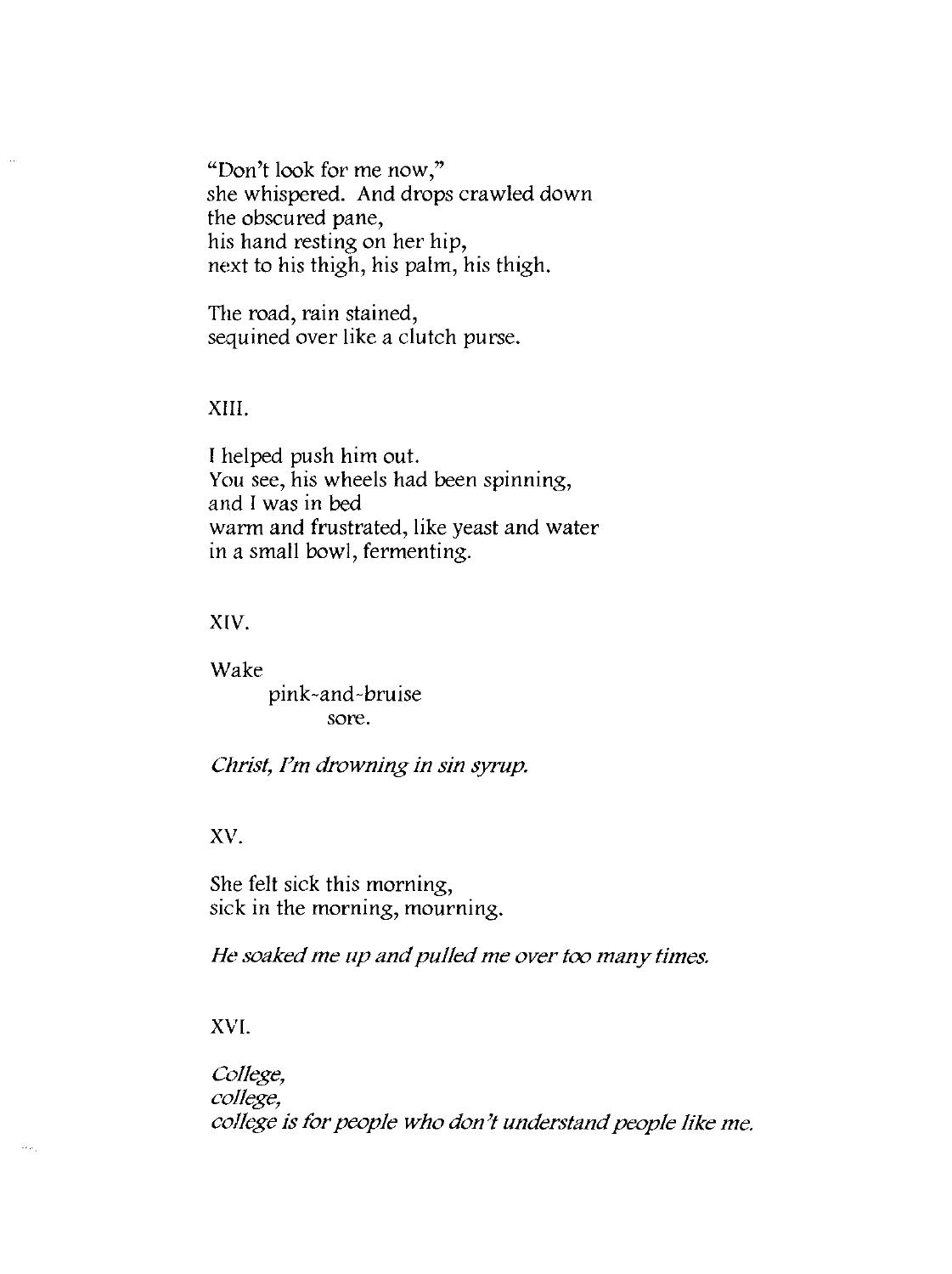"Don't look for me now,"
she whispered. And drops crawled down
the obscured pane,
his hand resting on her hip,
next to his thigh, his palm, his thigh.

The road, rain stained,
sequined over like a clutch purse.

XIII.

I helped push him out.
You see, his wheels had been spinning,
and I was in bed
warm and frustrated, like yeast and water
in a small bowl, fermenting.

XIV.

Wake
 pink-and-bruise
  sore.

*Christ, I'm drowning in sin syrup.*

XV.

She felt sick this morning,
sick in the morning, mourning.

*He soaked me up and pulled me over too many times.*

XVI.

*College,*
*college,*
*college is for people who don't understand people like me.*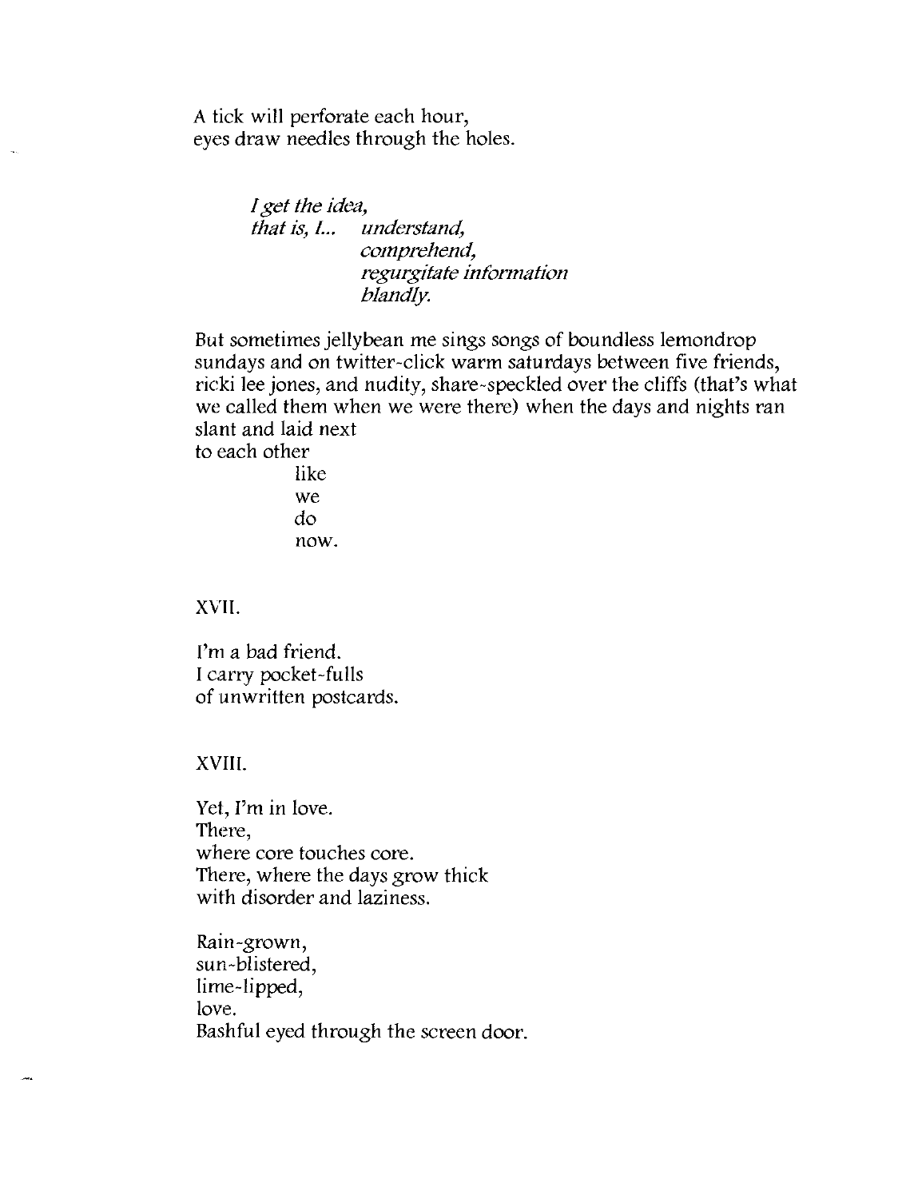A tick will perforate each hour,
eyes draw needles through the holes.

> *I get the idea,*
> *that is, I... understand,*
> *comprehend,*
> *regurgitate information*
> *blandly.*

But sometimes jellybean me sings songs of boundless lemondrop sundays and on twitter-click warm saturdays between five friends, ricki lee jones, and nudity, share-speckled over the cliffs (that's what we called them when we were there) when the days and nights ran slant and laid next
to each other
like
we
do
now.

XVII.

I'm a bad friend.
I carry pocket-fulls
of unwritten postcards.

XVIII.

Yet, I'm in love.
There,
where core touches core.
There, where the days grow thick
with disorder and laziness.

Rain-grown,
sun-blistered,
lime-lipped,
love.
Bashful eyed through the screen door.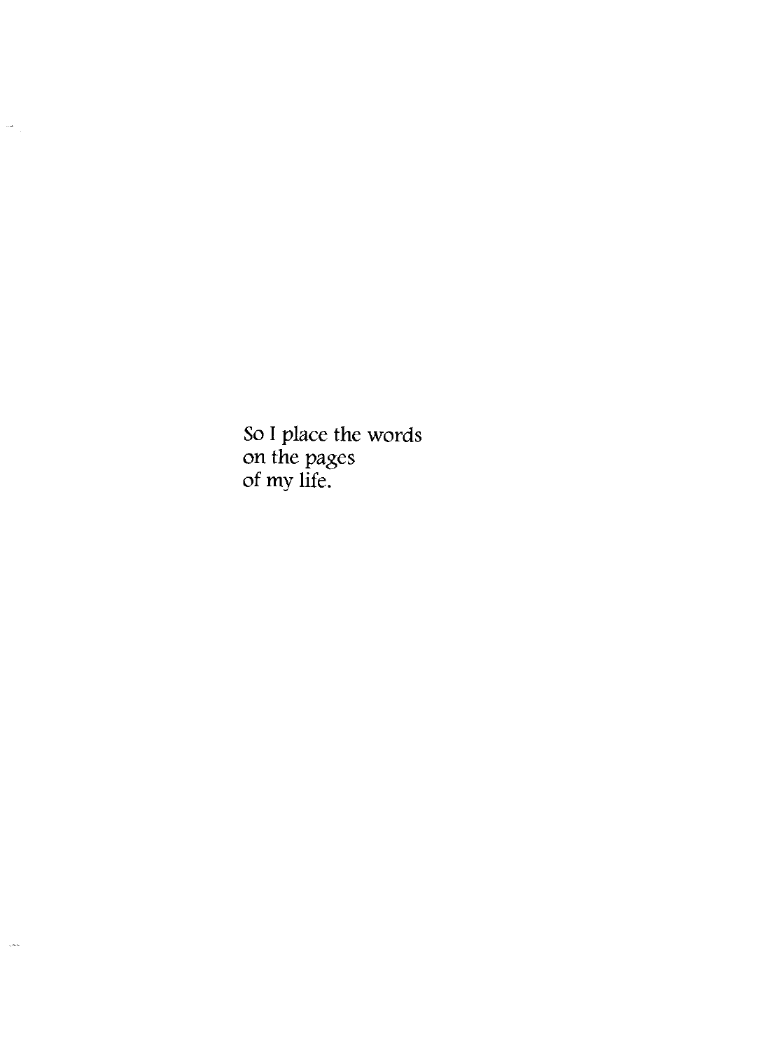So I place the words
on the pages
of my life.